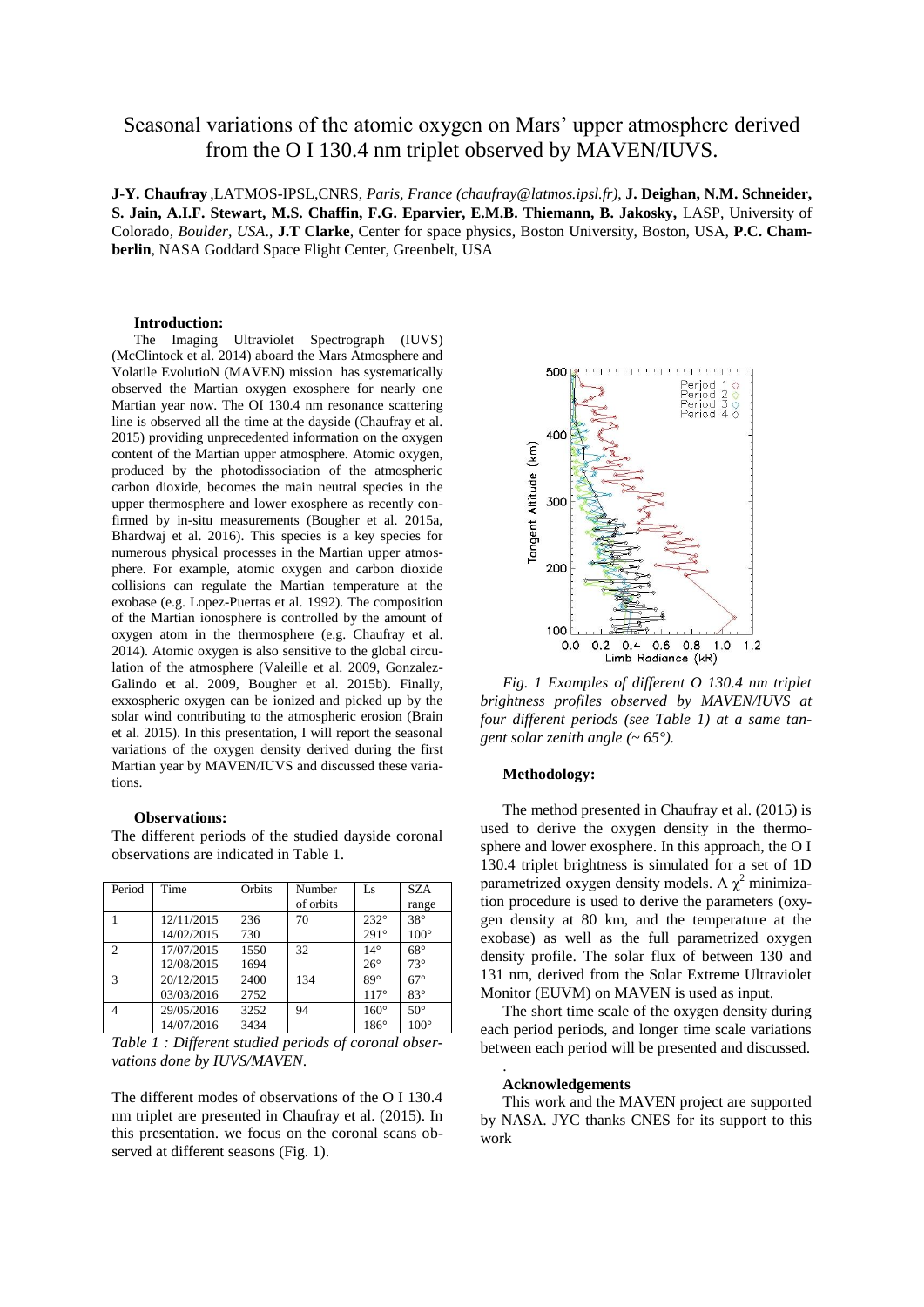# Seasonal variations of the atomic oxygen on Mars' upper atmosphere derived from the O I 130.4 nm triplet observed by MAVEN/IUVS.

**J-Y. Chaufray** ,LATMOS-IPSL,CNRS, *Paris, France (chaufray@latmos.ipsl.fr)*, **J. Deighan, N.M. Schneider, S. Jain, A.I.F. Stewart, M.S. Chaffin, F.G. Eparvier, E.M.B. Thiemann, B. Jakosky,** LASP, University of Colorado, *Boulder, USA*., **J.T Clarke**, Center for space physics, Boston University, Boston, USA, **P.C. Chamberlin**, NASA Goddard Space Flight Center, Greenbelt, USA

**Introduction:**

The Imaging Ultraviolet Spectrograph (IUVS) (McClintock et al. 2014) aboard the Mars Atmosphere and Volatile EvolutioN (MAVEN) mission has systematically observed the Martian oxygen exosphere for nearly one Martian year now. The OI 130.4 nm resonance scattering line is observed all the time at the dayside (Chaufray et al. 2015) providing unprecedented information on the oxygen content of the Martian upper atmosphere. Atomic oxygen, produced by the photodissociation of the atmospheric carbon dioxide, becomes the main neutral species in the upper thermosphere and lower exosphere as recently confirmed by in-situ measurements (Bougher et al. 2015a, Bhardwaj et al. 2016). This species is a key species for numerous physical processes in the Martian upper atmosphere. For example, atomic oxygen and carbon dioxide collisions can regulate the Martian temperature at the exobase (e.g. Lopez-Puertas et al. 1992). The composition of the Martian ionosphere is controlled by the amount of oxygen atom in the thermosphere (e.g. Chaufray et al. 2014). Atomic oxygen is also sensitive to the global circulation of the atmosphere (Valeille et al. 2009, Gonzalez-Galindo et al. 2009, Bougher et al. 2015b). Finally, exxospheric oxygen can be ionized and picked up by the solar wind contributing to the atmospheric erosion (Brain et al. 2015). In this presentation, I will report the seasonal variations of the oxygen density derived during the first Martian year by MAVEN/IUVS and discussed these variations.

**Observations:**

The different periods of the studied dayside coronal observations are indicated in Table 1.

| Period | Time | Orbits | Number of orbits | Ls | SZA range |
|---|---|---|---|---|---|
| 1 | 12/11/2015<br>14/02/2015 | 236<br>730 | 70 | 232°<br>291° | 38°<br>100° |
| 2 | 17/07/2015<br>12/08/2015 | 1550<br>1694 | 32 | 14°<br>26° | 68°<br>73° |
| 3 | 20/12/2015<br>03/03/2016 | 2400<br>2752 | 134 | 89°<br>117° | 67°<br>83° |
| 4 | 29/05/2016<br>14/07/2016 | 3252<br>3434 | 94 | 160°<br>186° | 50°<br>100° |

*Table 1 : Different studied periods of coronal observations done by IUVS/MAVEN.*

The different modes of observations of the O I 130.4 nm triplet are presented in Chaufray et al. (2015). In this presentation. we focus on the coronal scans observed at different seasons (Fig. 1).

*Fig. 1 Examples of different O 130.4 nm triplet brightness profiles observed by MAVEN/IUVS at four different periods (see Table 1) at a same tangent solar zenith angle (~ 65°).*

**Methodology:**

The method presented in Chaufray et al. (2015) is used to derive the oxygen density in the thermosphere and lower exosphere. In this approach, the O I 130.4 triplet brightness is simulated for a set of 1D parametrized oxygen density models. A $\chi^2$ minimization procedure is used to derive the parameters (oxygen density at 80 km, and the temperature at the exobase) as well as the full parametrized oxygen density profile. The solar flux of between 130 and 131 nm, derived from the Solar Extreme Ultraviolet Monitor (EUVM) on MAVEN is used as input.

The short time scale of the oxygen density during each period periods, and longer time scale variations between each period will be presented and discussed.

**Acknowledgements**

This work and the MAVEN project are supported by NASA. JYC thanks CNES for its support to this work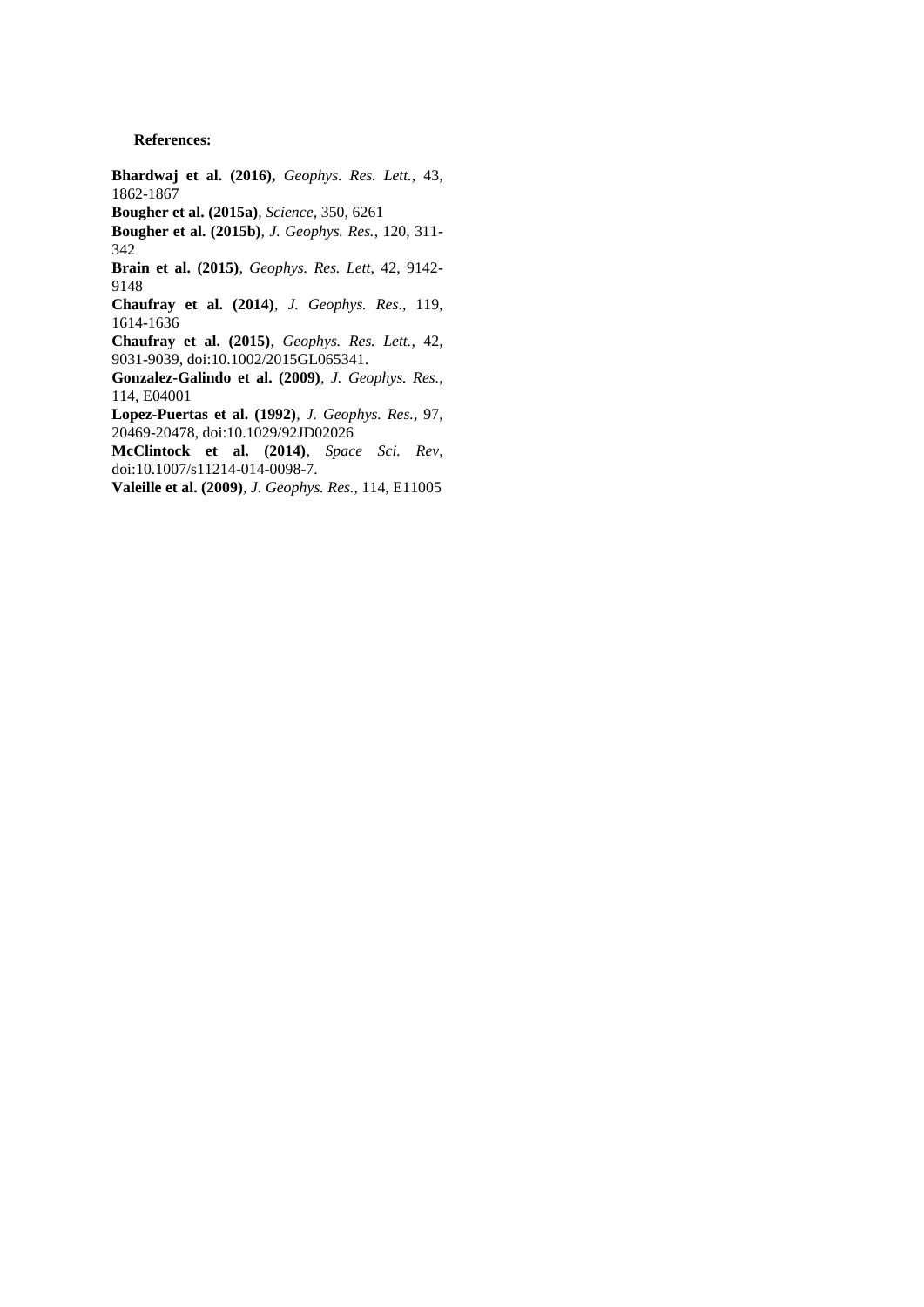**References:**

**Bhardwaj et al. (2016),** *Geophys. Res. Lett.*, 43, 1862-1867

**Bougher et al. (2015a)**, *Science*, 350, 6261

**Bougher et al. (2015b)**, *J. Geophys. Res.*, 120, 311-342

**Brain et al. (2015)**, *Geophys. Res. Lett*, 42, 9142-9148

**Chaufray et al. (2014)**, *J. Geophys. Res*., 119, 1614-1636

**Chaufray et al. (2015)**, *Geophys. Res. Lett.*, 42, 9031-9039, doi:10.1002/2015GL065341.

**Gonzalez-Galindo et al. (2009)**, *J. Geophys. Res.*, 114, E04001

**Lopez-Puertas et al. (1992)**, *J. Geophys. Res.*, 97, 20469-20478, doi:10.1029/92JD02026

**McClintock et al. (2014)**, *Space Sci. Rev*, doi:10.1007/s11214-014-0098-7.

**Valeille et al. (2009)**, *J. Geophys. Res.*, 114, E11005